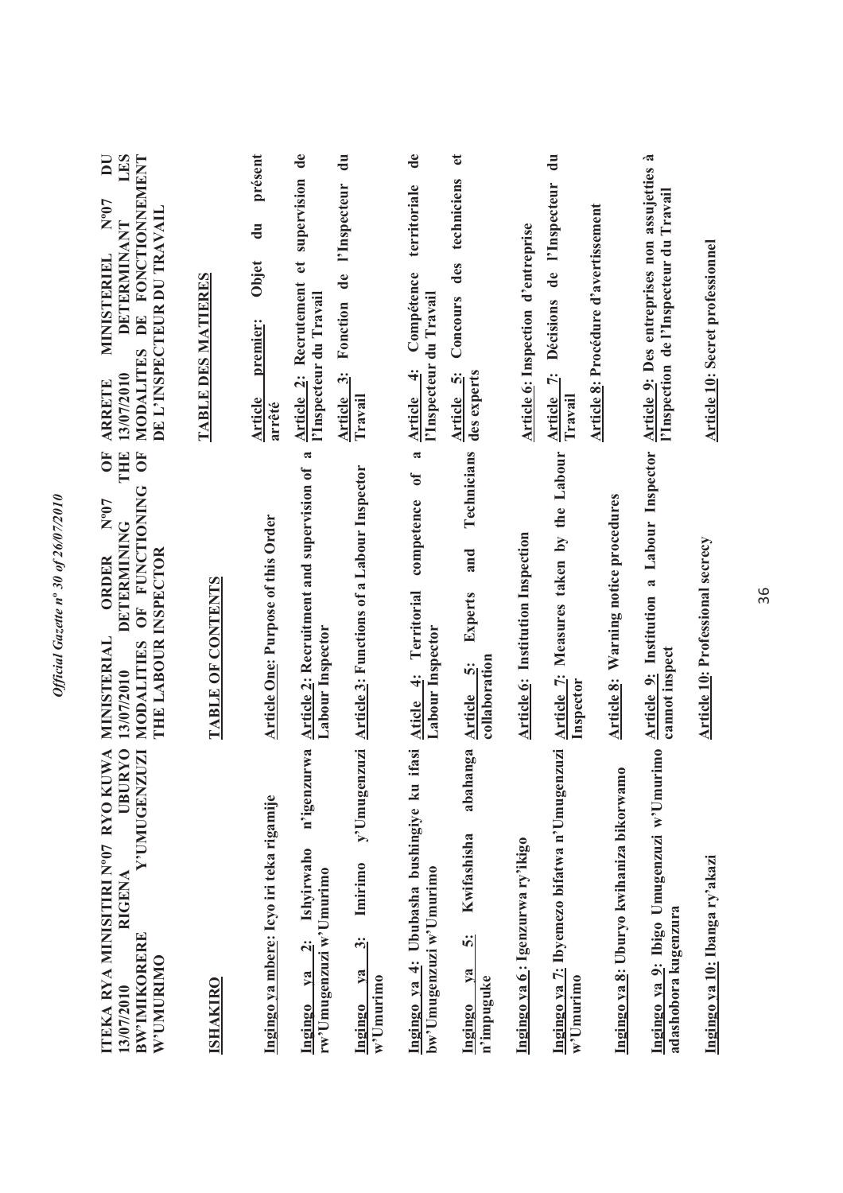**ITEKA RYA MINISITIRI Nº07 RYO KUWA 13/07/2010 RIGENA UBURYO BW'IMIKORERE Y'UMUGENZUZI W'UMURIMO**

**ISHAKIRO**

Ingingo ya mbere: Icyo iri teka rigamije

Ingingo ya 2: Ishyirwaho n'igenzurwa rw'Umugenzuzi w'Umurimo

Ingingo ya 3: Imirimo y'Umugenzuzi w'Umurimo

Ingingo ya 4: Ububasha bushingiye ku ifasi bw'Umugenzuzi w'Umurimo

Ingingo ya 5: Kwifashisha abahanga n'impuguke

Ingingo ya 6: Igenzurwa ry'ikigo

Ingingo ya 7: Ibyemezo bifatwa n'Umugenzuzi w'Umurimo

Ingingo ya 8: Uburyo kwihaniza bikorwamo

Ingingo ya 9: Ibigo Umugenzuzi w'Umurimo adashobora kugenzura

Ingingo ya 10: Ibanga ry'akazi

**MINISTERIAL ORDER Nº07 OF 13/07/2010 DETERMINING THE MODALITIES OF FUNCTIONING OF THE LABOUR INSPECTOR**

**TABLE OF CONTENTS**

Article One: Purpose of this Order

Article 2: Recruitment and supervision of a Labour Inspector

Article 3: Functions of a Labour Inspector

Atricle 4: Territorial competence of a Labour Inspector

Article 5: Experts and Technicians collaboration

Article 6: Institution Inspection

Article 7: Measures taken by the Labour Inspector

Article 8: Warning notice procedures

Article 9: Institution a Labour Inspector cannot inspect

Article 10: Professional secrecy

**ARRETE MINISTERIEL Nº07 DU 13/07/2010 DETERMINANT LES MODALITES DE FONCTIONNEMENT DE L'INSPECTEUR DU TRAVAIL**

**TABLE DES MATIERES**

Article premier: Objet du présent arrêté

Article 2: Recrutement et supervision de l'Inspecteur du Travail

Article 3: Fonction de l'Inspecteur du Travail

Article 4: Compétence territoriale de l'Inspecteur du Travail

Article 5: Concours des techniciens et des experts

Article 6: Inspection d'entreprise

Article 7: Décisions de l'Inspecteur du Travail

Article 8: Procédure d'avertissement

Article 9: Des entreprises non assujetties à l'Inspection de l'Inspecteur du Travail

Article 10: Secret professionnel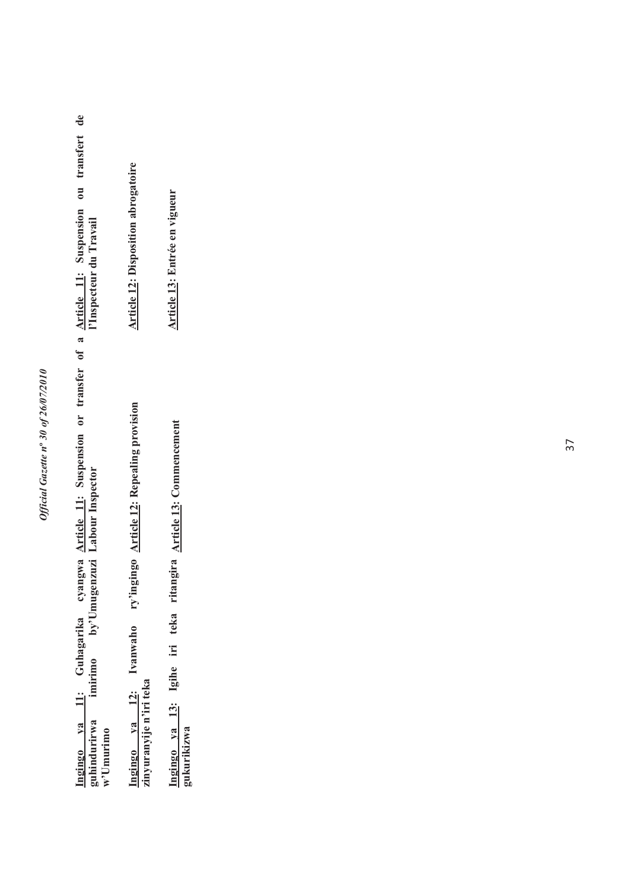**<u>Ingingo ya 11:</u> Guhagarika cyangwa guhindurirwa imirimo by'Umugenzuzi w'Umurimo**

**<u>Article 11:</u> Suspension or transfer of a Labour Inspector**

**<u>Article 11:</u> Suspension ou transfert de l'Inspecteur du Travail**

**<u>Ingingo ya 12:</u> Ivanwaho ry'ingingo zinyuranyije n'iri teka**

**<u>Article 12</u>: Repealing provision**

**<u>Article 12</u>: Disposition abrogatoire**

**<u>Ingingo ya 13:</u> Igihe iri teka ritangira gukurikizwa**

**<u>Article 13</u>: Commencement**

**<u>Article 13</u>: Entrée en vigueur**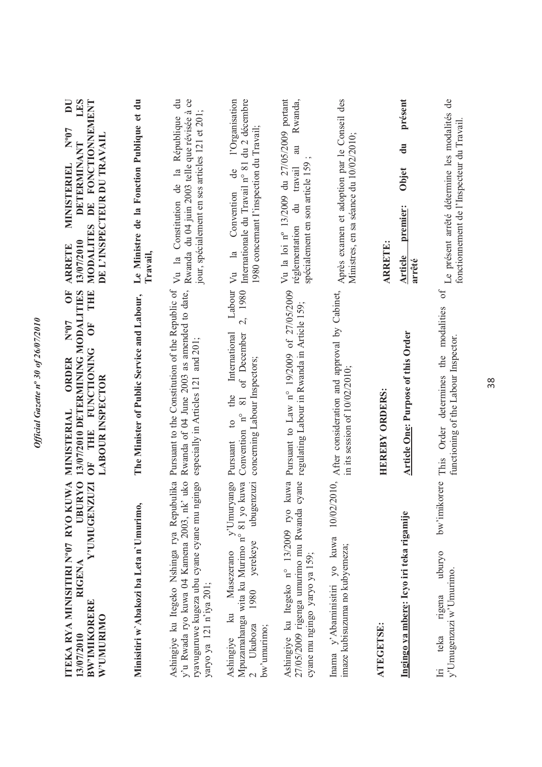**ITEKA RYA MINISITIRI Nº07 RYO KUWA 13/07/2010 RIGENA UBURYO BW'IMIKORERE Y'UMUGENZUZI W'UMURIMO**

**Minisitiri w'Abakozi ba Leta n'Umurimo,**

Ashingiye ku Itegeko Nshinga rya Repubulika y'u Rwanda ryo kuwa 04 Kamena 2003, nk' uko ryavuguruwe kugeza ubu cyane cyane mu ngingo yaryo ya 121 n'iya 201;

Ashingiye ku Masezerano y'Umuryango Mpuzamahanga wita ku Murimo n° 81 yo kuwa 2 Ukuboza 1980 yerekeye ubugenzuzi bw'umurimo;

Ashingiye ku Itegeko n° 13/2009 ryo kuwa 27/05/2009 rigenga umurimo mu Rwanda cyane cyane mu ngingo yaryo ya 159;

Inama y'Abaminisitiri yo kuwa 10/02/2010, imaze kubisuzuma no kubyemeza;

**ATEGETSE:**

**Ingingo ya mbere: Icyo iri teka rigamije**

Iri teka rigena uburyo bw'imikorere y'Umugenzuzi w'Umurimo.

---

**MINISTERIAL ORDER Nº07 OF 13/07/2010 DETERMINING MODALITIES OF THE FUNCTIONING OF THE LABOUR INSPECTOR**

**The Minister of Public Service and Labour,**

Pursuant to the Constitution of the Republic of Rwanda of 04 June 2003 as amended to date, especially in Articles 121 and 201;

Pursuant to the International Labour Convention n° 81 of December 2, 1980 concerning Labour Inspectors;

Pursuant to Law n° 19/2009 of 27/05/2009 regulating Labour in Rwanda in Article 159;

After consideration and approval by Cabinet, in its session of 10/02/2010;

**HEREBY ORDERS:**

**Article One: Purpose of this Order**

This Order determines the modalities of functioning of the Labour Inspector.

---

**ARRETE MINISTERIEL Nº07 DU 13/07/2010 DETERMINANT LES MODALITES DE FONCTIONNEMENT DE L'INSPECTEUR DU TRAVAIL**

**Le Ministre de la Fonction Publique et du Travail,**

Vu la Constitution de la République du Rwanda du 04 juin 2003 telle que révisée à ce jour, spécialement en ses articles 121 et 201;

Vu la Convention de l'Organisation Internationale du Travail n° 81 du 2 décembre 1980 concernant l'inspection du Travail;

Vu la loi nº 13/2009 du 27/05/2009 portant réglementation du travail au Rwanda, spécialement en son article 159 ;

Après examen et adoption par le Conseil des Ministres, en sa séance du 10/02/2010;

**ARRETE:**

**Article premier: Objet du présent arrêté**

Le présent arrêté détermine les modalités de fonctionnement de l'Inspecteur du Travail.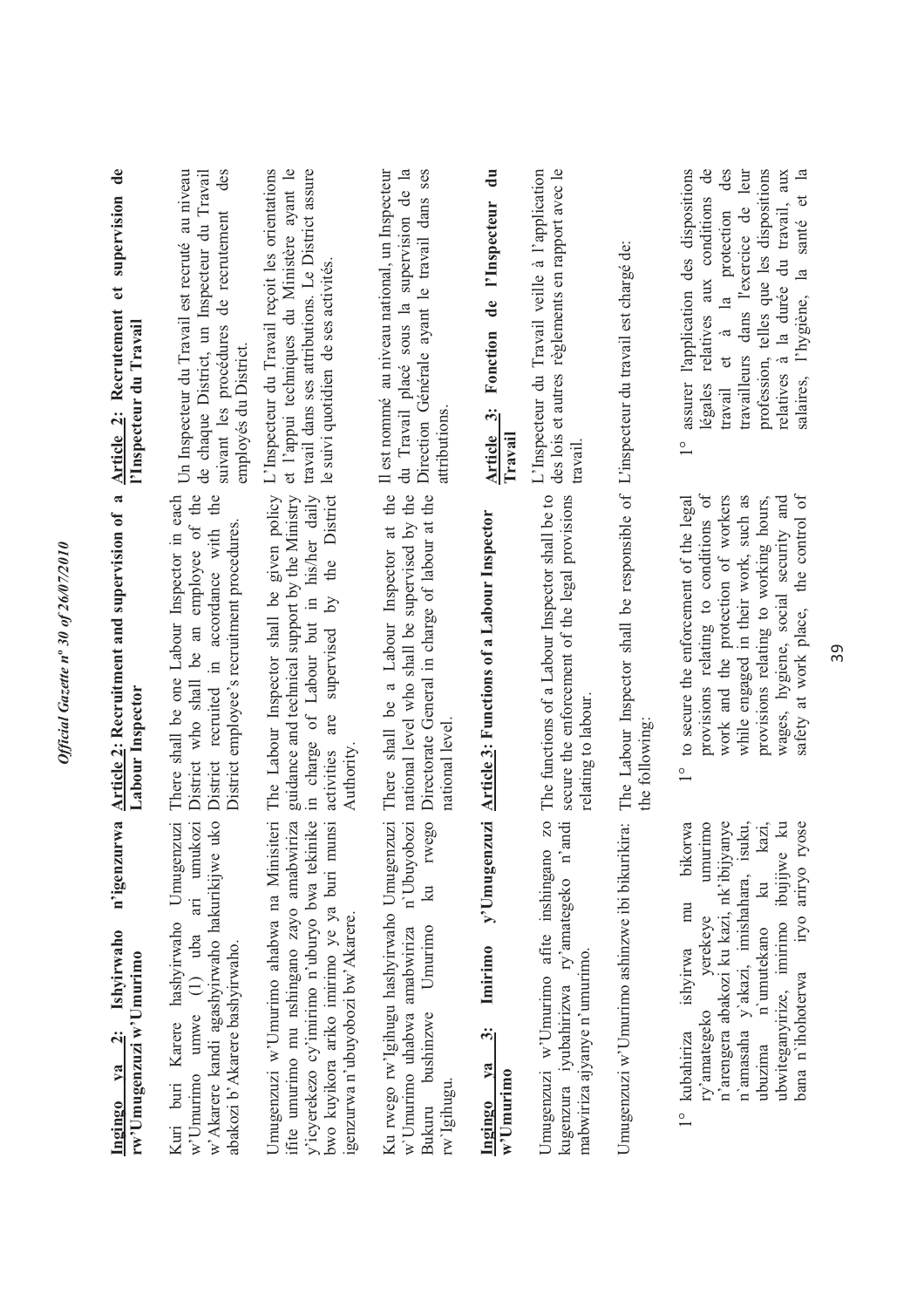**Ingingo ya 2: Ishyirwaho n'igenzurwa rw'Umugenzuzi w'Umurimo**

Kuri buri Karere hashyirwaho Umugenzuzi w'Umurimo umwe (1) uba ari umukozi w'Akarere kandi agashyirwaho hakurikijwe uko abakozi b'Akarere bashyirwaho.

Umugenzuzi w'Umurimo ahabwa na Minisiteri ifite umurimo mu nshingano zayo amabwiriza y'icyerekezo cy'imirimo n'uburyo bwa tekinike bwo kuyikora ariko imirimo ye ya buri munsi igenzurwa n'ubuyobozi bw'Akarere.

Ku rwego rw'Igihugu hashyirwaho Umugenzuzi w'Umurimo uhabwa amabwiriza n'Ubuyobozi Bukuru bushinzwe Umurimo ku rwego rw'Igihugu.

**Ingingo ya 3: Imirimo y'Umugenzuzi w'Umurimo**

Umugenzuzi w'Umurimo afite inshingano zo kugenzura iyubahirizwa ry'amategeko n'andi mabwiriza ajyanye n'umurimo.

Umugenzuzi w'Umurimo ashinzwe ibi bikurikira:

1° kubahiriza ishyirwa mu bikorwa ry'amategeko yerekeye umurimo n'arengera abakozi ku kazi, nk'ibijyanye n'amasaha y'akazi, imishahara, isuku, ubuzima n'umutekano ku kazi, ubwiteganyirize, imirimo ibujijwe ku bana n'ihohoterwa iryo ariryo ryose

**Article 2: Recruitment and supervision of a Labour Inspector**

There shall be one Labour Inspector in each District who shall be an employee of the District recruited in accordance with the District employee's recruitment procedures.

The Labour Inspector shall be given policy guidance and technical support by the Ministry in charge of Labour but in his/her daily activities are supervised by the District Authority.

There shall be a Labour Inspector at the national level who shall be supervised by the Directorate General in charge of labour at the national level.

**Article 3: Functions of a Labour Inspector**

The functions of a Labour Inspector shall be to secure the enforcement of the legal provisions relating to labour.

The Labour Inspector shall be responsible of the following:

1° to secure the enforcement of the legal provisions relating to conditions of work and the protection of workers while engaged in their work, such as provisions relating to working hours, wages, hygiene, social security and safety at work place, the control of

**Article 2: Recrutement et supervision de l'Inspecteur du Travail**

Un Inspecteur du Travail est recruté au niveau de chaque District, un Inspecteur du Travail suivant les procédures de recrutement des employés du District.

L'Inspecteur du Travail reçoit les orientations et l'appui techniques du Ministère ayant le travail dans ses attributions. Le District assure le suivi quotidien de ses activités.

Il est nommé au niveau national, un Inspecteur du Travail placé sous la supervision de la Direction Générale ayant le travail dans ses attributions.

**Article 3: Fonction de l'Inspecteur du Travail**

L'Inspecteur du Travail veille à l'application des lois et autres règlements en rapport avec le travail.

L'inspecteur du travail est chargé de:

1° assurer l'application des dispositions légales relatives aux conditions de travail et à la protection des travailleurs dans l'exercice de leur profession, telles que les dispositions relatives à la durée du travail, aux salaires, l'hygiène, la santé et la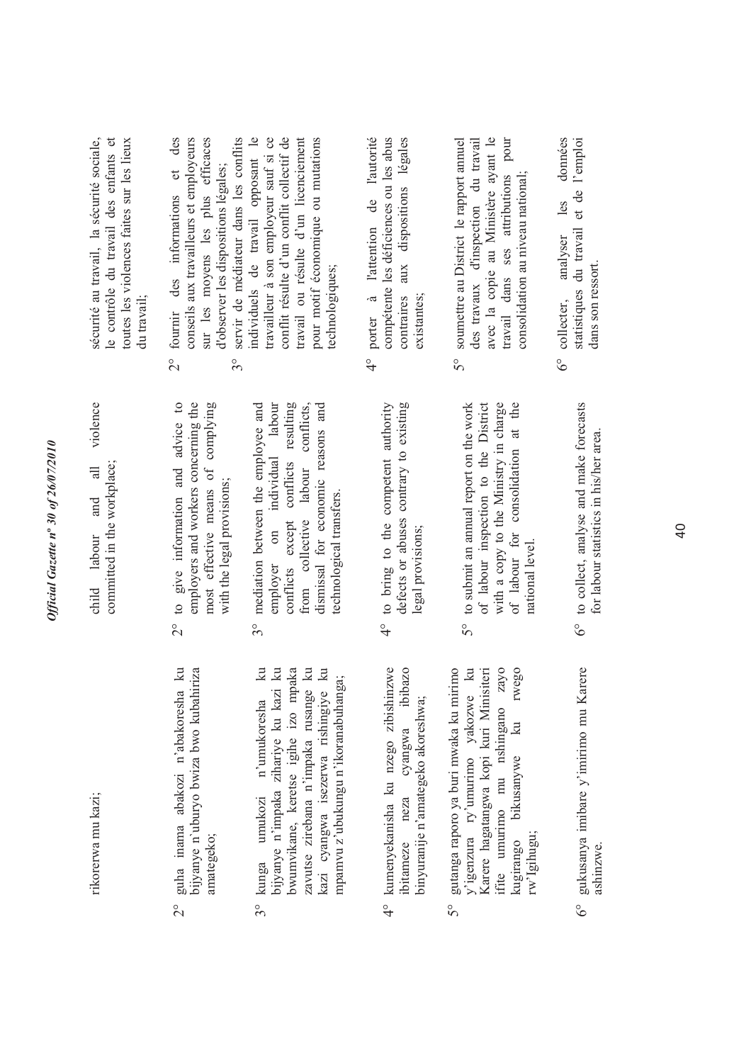rikorerwa mu kazi;

2° guha inama abakozi n'abakoresha ku bijyanye n'uburyo bwiza bwo kubahiriza amategeko;

3° kunga umukozi n'umukoresha ku bijyanye n'impaka zihariye ku kazi ku bwumvikane, keretse igihe izo mpaka zavutse zirebana n'impaka rusange ku kazi cyangwa isezerwa rishingiye ku mpamvu z'ubukungu n'ikoranabuhanga;

4° kumenyekanisha ku nzego zibishinzwe ibitameze neza cyangwa ibibazo binyuranije n'amategeko akoreshwa;

5° gutanga raporo ya buri mwaka ku mirimo y'igenzura ry'umurimo yakozwe ku Karere hagatangwa kopi kuri Minisiteri ifite umurimo mu nshingano zayo kugirango bikusanywe ku rwego rw'Igihugu;

6° gukusanya imibare y'imirimo mu Karere ashinzwe.

child labour and all violence committed in the workplace;

2° to give information and advice to employers and workers concerning the most effective means of complying with the legal provisions;

3° mediation between the employee and employer on individual labour conflicts except conflicts resulting from collective labour conflicts, dismissal for economic reasons and technological transfers.

4° to bring to the competent authority defects or abuses contrary to existing legal provisions;

5° to submit an annual report on the work of labour inspection to the District with a copy to the Ministry in charge of labour for consolidation at the national level.

6° to collect, analyse and make forecasts for labour statistics in his/her area.

sécurité au travail, la sécurité sociale, le contrôle du travail des enfants et toutes les violences faites sur les lieux du travail;

2° fournir des informations et des conseils aux travailleurs et employeurs sur les moyens les plus efficaces d'observer les dispositions légales;

3° servir de médiateur dans les conflits individuels de travail opposant le travailleur à son employeur sauf si ce conflit résulte d'un conflit collectif de travail ou résulte d'un licenciement pour motif économique ou mutations technologiques;

4° porter à l'attention de l'autorité compétente les déficiences ou les abus contraires aux dispositions légales existantes;

5° soumettre au District le rapport annuel des travaux d'inspection du travail avec la copie au Ministère ayant le travail dans ses attributions pour consolidation au niveau national;

6° collecter, analyser les données statistiques du travail et de l'emploi dans son ressort.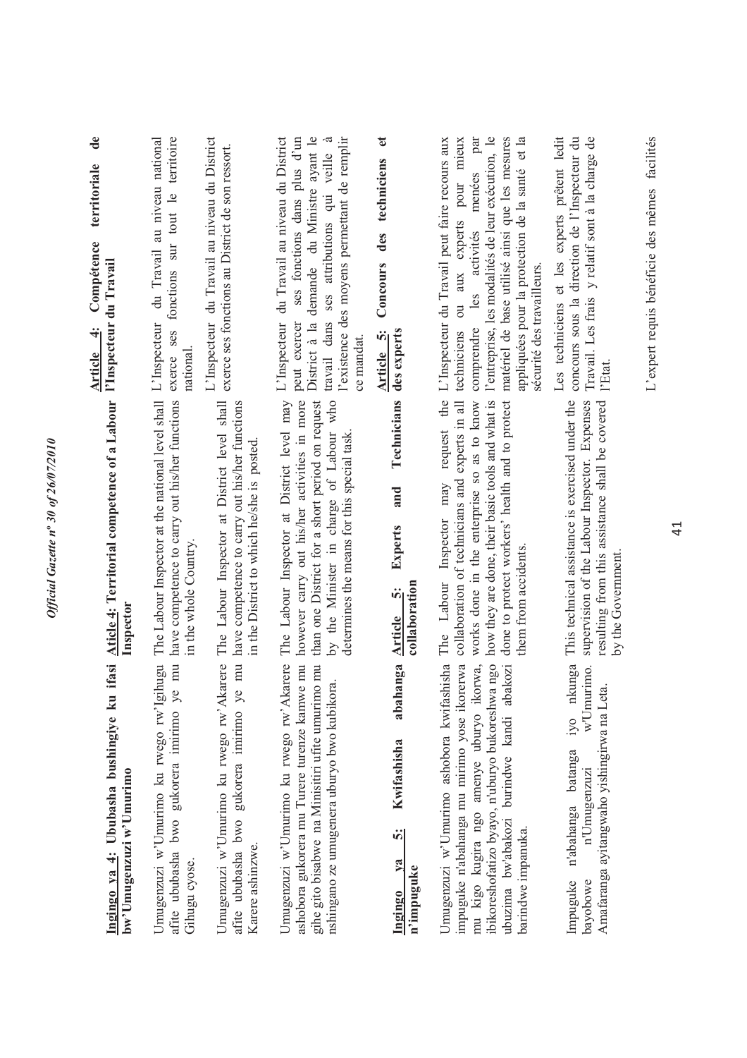**Ingingo ya 4: Ububasha bushingiye ku ifasi bw'Umugenzuzi w'Umurimo**

Umugenzuzi w'Umurimo ku rwego rw'Igihugu afite ububasha bwo gukorera imirimo ye mu Gihugu cyose.

Umugenzuzi w'Umurimo ku rwego rw'Akarere afite ububasha bwo gukorera imirimo ye mu Karere ashinzwe.

Umugenzuzi w'Umurimo ku rwego rw'Akarere ashobora gukorera mu Turere turenze kamwe mu gihe gito bisabwe na Minisitiri ufite umurimo mu nshingano ze umugenera uburyo bwo kubikora.

**Ingingo ya 5: Kwifashisha abahanga n'impuguke**

Umugenzuzi w'Umurimo ashobora kwifashisha impuguke n'abahanga mu mirimo yose ikorerwa mu kigo kugira ngo amenye uburyo ikorwa, ibikoreshofatizo byayo, n'uburyo bukoreshwa ngo ubuzima bw'abakozi burindwe kandi abakozi barindwe impanuka.

Impuguke n'abahanga batanga iyo nkunga bayobowe n'Umugenzuzi w'Umurimo. Amafaranga ayitangwaho yishingirwa na Leta.

**Aticle 4: Territorial competence of a Labour Inspector**

The Labour Inspector at the national level shall have competence to carry out his/her functions in the whole Country.

The Labour Inspector at District level shall have competence to carry out his/her functions in the District to which he/she is posted.

The Labour Inspector at District level may however carry out his/her activities in more than one District for a short period on request by the Minister in charge of Labour who determines the means for this special task.

**Article 5: Experts and Technicians collaboration**

The Labour Inspector may request the collaboration of technicians and experts in all works done in the enterprise so as to know how they are done, their basic tools and what is done to protect workers' health and to protect them from accidents.

This technical assistance is exercised under the supervision of the Labour Inspector. Expenses resulting from this assistance shall be covered by the Government.

**Article 4: Compétence territoriale de l'Inspecteur du Travail**

L'Inspecteur du Travail au niveau national exerce ses fonctions sur tout le territoire national.

L'Inspecteur du Travail au niveau du District exerce ses fonctions au District de son ressort.

L'Inspecteur du Travail au niveau du District peut exercer ses fonctions dans plus d'un District à la demande du Ministre ayant le travail dans ses attributions qui veille à l'existence des moyens permettant de remplir ce mandat.

**Article 5: Concours des techniciens et des experts**

L'Inspecteur du Travail peut faire recours aux techniciens ou aux experts pour mieux comprendre les activités menées par l'entreprise, les modalités de leur exécution, le matériel de base utilisé ainsi que les mesures appliquées pour la protection de la santé et la sécurité des travailleurs.

Les techniciens et les experts prêtent ledit concours sous la direction de l'Inspecteur du Travail. Les frais y relatif sont à la charge de l'Etat.

L'expert requis bénéficie des mêmes facilités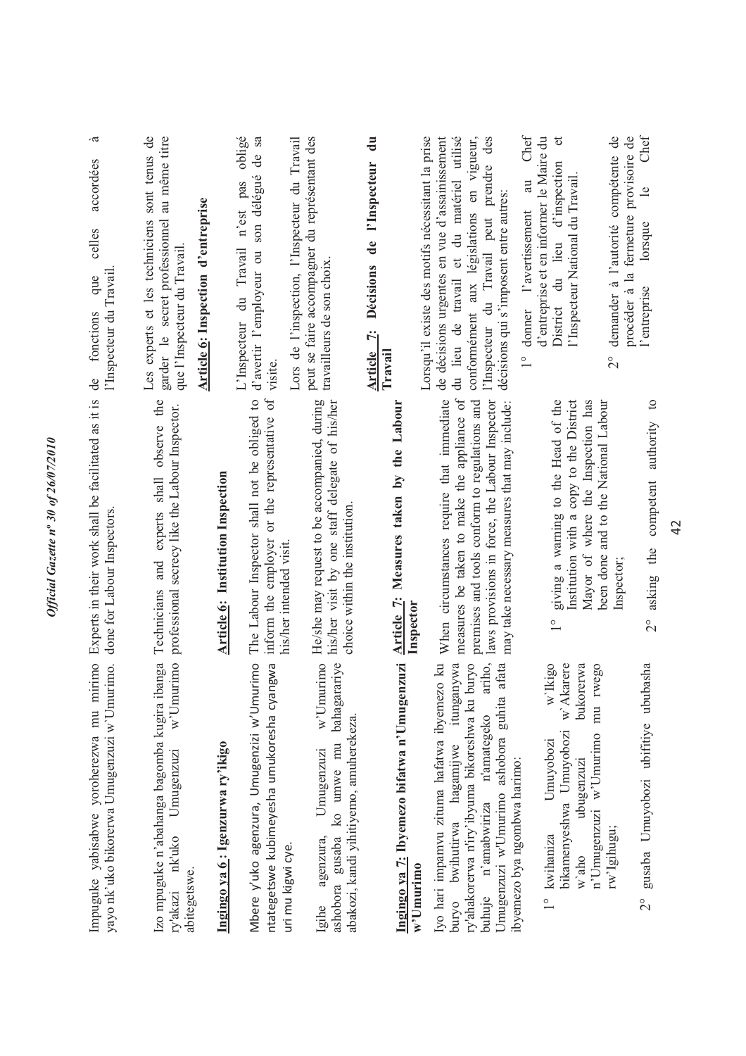Impuguke yabisabwe yoroherezwa mu mirimo yayo nk'uko bikorerwa Umugenzuzi w'Umurimo.

Izo mpuguke n'abahanga bagomba kugira ibanga ry'akazi nk'uko Umugenzuzi w'Umurimo abitegetswe.

**Ingingo ya 6 : Igenzurwa ry'ikigo**

Mbere y'uko agenzura, Umugenzuzi w'Umurimo ntategetswe kubimenyesha umukoresha cyangwa uri mu kigwi cye.

Igihe agenzura, Umugenzuzi w'Umurimo ashobora gusaba ko umwe mu bahagarariye abakozi, kandi yihitiyemo, amuherekeza.

**Ingingo ya 7: Ibyemezo bifatwa n'Umugenzuzi w'Umurimo**

Iyo hari impamvu zituma hafatwa ibyemezo ku buryo bwihutirwa hagamijwe itunganywa ry'ahakorerwa n'iry'ibyuma bikoreshwa ku buryo buhuje n'amabwiriza n'amategeko ariho, Umugenzuzi w'Umurimo ashobora guhita afata ibyemezo bya ngombwa harimo:

1° kwihaniza Umuyobozi w'Ikigo bikamenyeshwa Umuyobozi w'Akarere w'aho ubugenzuzi bukorerwa n'Umugenzuzi w'Umurimo mu rwego rw'Igihugu;

2° gusaba Umuyobozi ubifitiye ububasha

Experts in their work shall be facilitated as it is done for Labour Inspectors.

Technicians and experts shall observe the professional secrecy like the Labour Inspector.

**Article 6: Institution Inspection**

The Labour Inspector shall not be obliged to inform the employer or the representative of his/her intended visit.

He/she may request to be accompanied, during his/her visit by one staff delegate of his/her choice within the institution.

**Article 7: Measures taken by the Labour Inspector**

When circumstances require that immediate measures be taken to make the appliance of premises and tools conform to regulations and laws provisions in force, the Labour Inspector may take necessary measures that may include:

1° giving a warning to the Head of the Institution with a copy to the District Mayor of where the Inspection has been done and to the National Labour Inspector;

2° asking the competent authority to

de fonctions que celles accordées à l'Inspecteur du Travail.

Les experts et les techniciens sont tenus de garder le secret professionnel au même titre que l'Inspecteur du Travail.

**Article 6: Inspection d'entreprise**

L'Inspecteur du Travail n'est pas obligé d'avertir l'employeur ou son délégué de sa visite.

Lors de l'inspection, l'Inspecteur du Travail peut se faire accompagner du représentant des travailleurs de son choix.

**Article 7: Décisions de l'Inspecteur du Travail**

Lorsqu'il existe des motifs nécessitant la prise de décisions urgentes en vue d'assainissement du lieu de travail et du matériel utilisé conformément aux législations en vigueur, l'Inspecteur du Travail peut prendre des décisions qui s'imposent entre autres:

1° donner l'avertissement au Chef d'entreprise et en informer le Maire du District du lieu d'inspection et l'Inspecteur National du Travail.

2° demander à l'autorité compétente de procéder à la fermeture provisoire de l'entreprise lorsque le Chef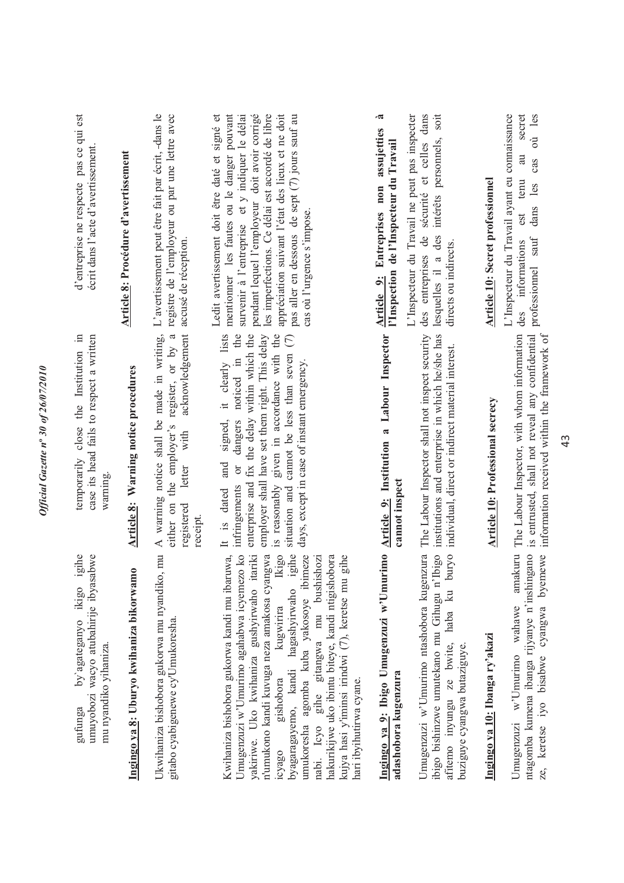gufunga by'agateganyo ikigo igihe umuyobozi wacyo atubahirije ibyasabwe mu nyandiko yihaniza.

temporarily close the Institution in case its head fails to respect a written warning.

d'entreprise ne respecte pas ce qui est écrit dans l'acte d'avertissement.

**Ingingo ya 8: Uburyo kwihaniza bikorwamo**

Ukwihaniza bishobora gukorwa mu nyandiko, mu gitabo cyabigenewe cy'Umukoresha.

Kwihaniza bishobora gukorwa kandi mu ibaruwa, Umugenzuzi w'Umurimo agahabwa icyemezo ko yakiriwe. Uko kwihaniza gushyirwaho itariki n'umukono kandi kuvuga neza amakosa cyangwa icyago gishobora kugwirira Ikigo byagaragayemo, kandi hagashyirwaho igihe umukoresha agomba kuba yakosoye ibimeze nabi. Icyo gihe gitangwa mu bushishozi hakurikijwe uko ibintu biteye, kandi ntigishobora kujya hasi y'iminsi irindwi (7), keretse mu gihe hari ibyihutirwa cyane.

**Article 8: Warning notice procedures**

A warning notice shall be made in writing, either on the employer's register, or by a registered letter with acknowledgement receipt.

It is dated and signed, it clearly lists infringements or dangers noticed in the enterprise and fix the delay within which the employer shall have set them right. This delay is reasonably given in accordance with the situation and cannot be less than seven (7) days, except in case of instant emergency.

**Article 8: Procédure d'avertissement**

L'avertissement peut être fait par écrit, -dans le registre de l'employeur ou par une lettre avec accusé de réception.

Ledit avertissement doit être daté et signé et mentionner les fautes ou le danger pouvant survenir à l'entreprise et y indiquer le délai pendant lequel l'employeur doit avoir corrigé les imperfections. Ce délai est accordé de libre appréciation suivant l'état des lieux et ne doit pas aller en dessous de sept (7) jours sauf au cas où l'urgence s'impose.

**Ingingo ya 9: Ibigo Umugenzuzi w'Umurimo adashobora kugenzura**

Umugenzuzi w'Umurimo ntashobora kugenzura ibigo bishinzwe umutekano mu Gihugu n'Ibigo afitemo inyungu ze bwite, haba ku buryo buziguye cyangwa butaziguye.

**Article 9: Institution a Labour Inspector cannot inspect**

The Labour Inspector shall not inspect security institutions and enterprise in which he/she has individual, direct or indirect material interest.

**Article 9: Entreprises non assujetties à l'Inspection de l'Inspecteur du Travail**

L'Inspecteur du Travail ne peut pas inspecter des entreprises de sécurité et celles dans lesquelles il a des intérêts personnels, soit directs ou indirects.

**Ingingo ya 10: Ibanga ry'akazi**

Umugenzuzi w'Umurimo wahawe amakuru ntagomba kumena ibanga rijyanye n'inshingano ze, keretse iyo bisabwe cyangwa byemewe

**Article 10: Professional secrecy**

The Labour Inspector, with whom information is entrusted, shall not reveal any confidential information received within the framework of

**Article 10: Secret professionnel**

L'Inspecteur du Travail ayant eu connaissance des informations est tenu au secret professionnel sauf dans les cas où les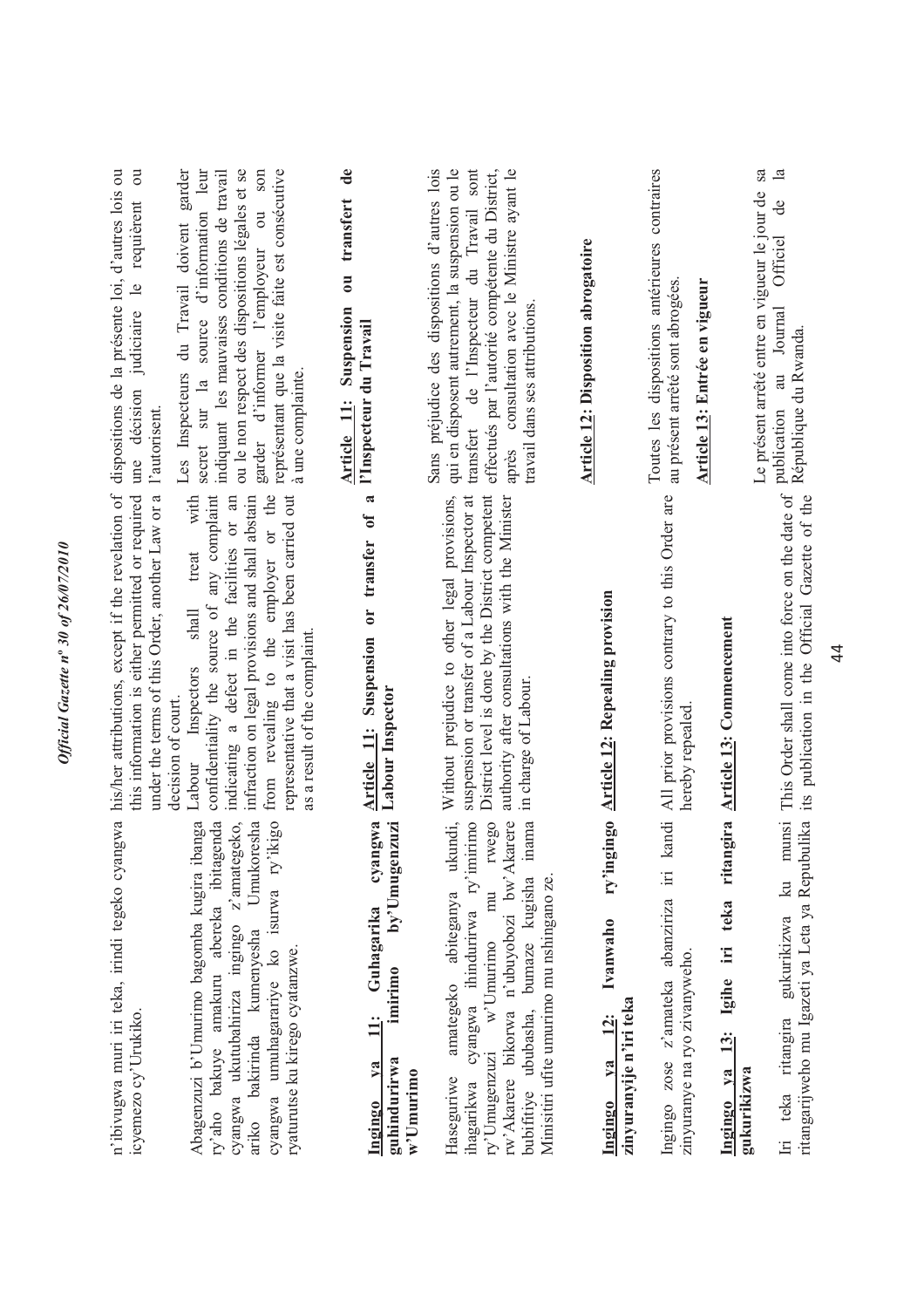n'ibivugwa muri iri teka, irindi tegeko cyangwa icyemezo cy'Urukiko.

Abagenzuzi b'Umurimo bagomba kugira ibanga ry'aho bakuye amakuru abereka ibitagenda cyangwa ukutubahiriza ingingo z'amategeko, ariko bakirinda kumenyesha Umukoresha cyangwa umuhagarariye ko isurwa ry'ikigo ryaturutse ku kirego cyatanzwe.

**Ingingo ya 11: Guhagarika cyangwa guhindurirwa imirimo by'Umugenzuzi w'Umurimo**

Haseguriwe amategeko abiteganya ukundi, ihagarikwa cyangwa ihindurirwa ry'imirimo ry'Umugenzuzi w'Umurimo mu rwego rw'Akarere bikorwa n'ubuyobozi bw'Akarere bubifitiye ububasha, bumaze kugisha inama Minisitiri ufite umurimo mu nshingano ze.

**Ingingo ya 12: Ivanwaho ry'ingingo zinyuranyije n'iri teka**

Ingingo zose z'amateka abanziriza iri kandi zinyuranye na ryo zivanyweho.

**Ingingo ya 13: Igihe iri teka ritangira gukurikizwa**

Iri teka ritangira gukurikizwa ku munsi ritangarijweho mu Igazeti ya Leta ya Repubulika

his/her attributions, except if the revelation of this information is either permitted or required under the terms of this Order, another Law or a decision of court.

Labour Inspectors shall treat with confidentiality the source of any complaint indicating a defect in the facilities or an infraction on legal provisions and shall abstain from revealing to the employer or the representative that a visit has been carried out as a result of the complaint.

**Article 11: Suspension or transfer of a Labour Inspector**

Without prejudice to other legal provisions, suspension or transfer of a Labour Inspector at District level is done by the District competent authority after consultations with the Minister in charge of Labour.

**Article 12: Repealing provision**

All prior provisions contrary to this Order are hereby repealed.

**Article 13: Commencement**

This Order shall come into force on the date of its publication in the Official Gazette of the

dispositions de la présente loi, d'autres lois ou une décision judiciaire le requièrent ou l'autorisent.

Les Inspecteurs du Travail doivent garder secret sur la source d'information leur indiquant les mauvaises conditions de travail ou le non respect des dispositions légales et se garder d'informer l'employeur ou son représentant que la visite faite est consécutive à une complainte.

**Article 11: Suspension ou transfert de l'Inspecteur du Travail**

Sans préjudice des dispositions d'autres lois qui en disposent autrement, la suspension ou le transfert de l'Inspecteur du Travail sont effectués par l'autorité compétente du District, après consultation avec le Ministre ayant le travail dans ses attributions.

**Article 12: Disposition abrogatoire**

Toutes les dispositions antérieures contraires au présent arrêté sont abrogées.

**Article 13: Entrée en vigueur**

Le présent arrêté entre en vigueur le jour de sa publication au Journal Officiel de la République du Rwanda.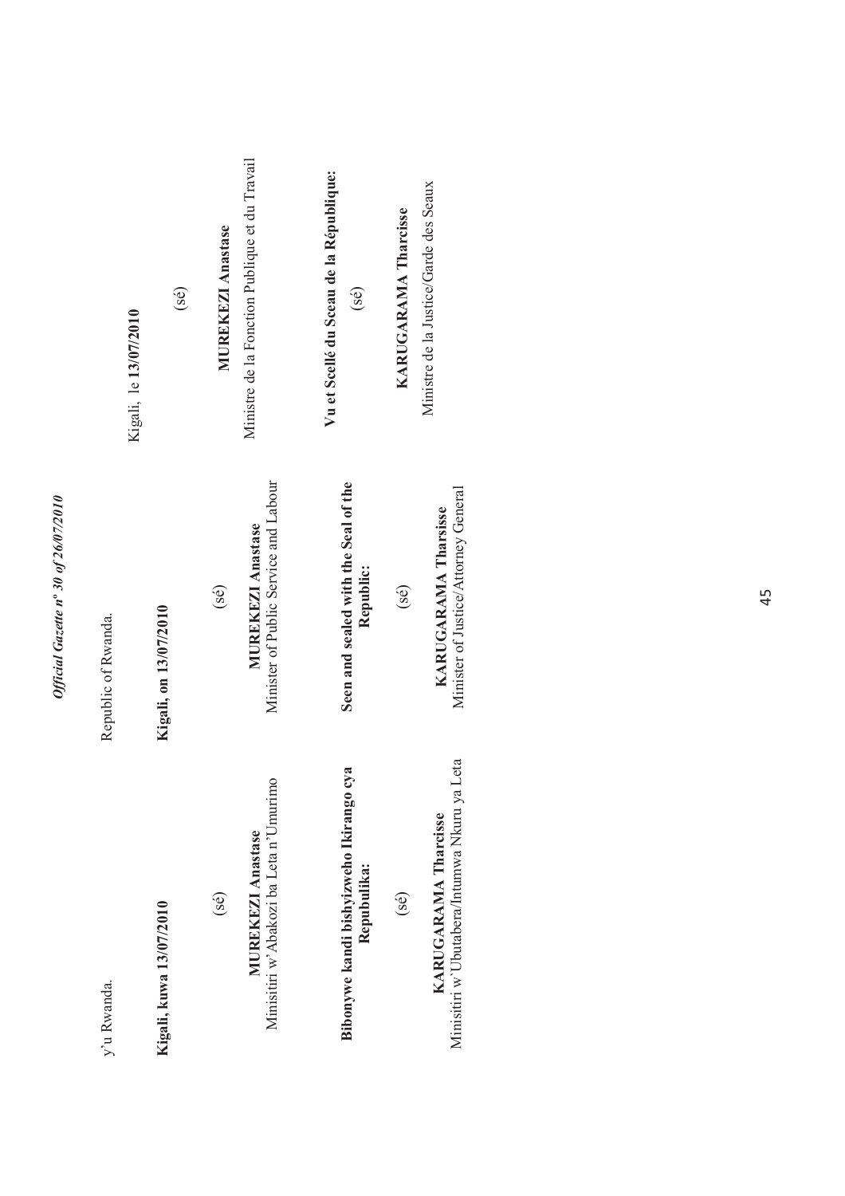y'u Rwanda.

**Kigali, kuwa 13/07/2010**

(sé)

**MUREKEZI Anastase**
Minisitiri w'Abakozi ba Leta n'Umurimo

**Bibonywe kandi bishyizweho Ikirango cya Repubulika:**

(sé)

**KARUGARAMA Tharcisse**
Minisitiri w'Ubutabera/Intumwa Nkuru ya Leta

Republic of Rwanda.

**Kigali, on 13/07/2010**

(sé)

**MUREKEZI Anastase**
Minister of Public Service and Labour

**Seen and sealed with the Seal of the Republic:**

(sé)

**KARUGARAMA Tharsisse**
Minister of Justice/Attorney General

Kigali, le **13/07/2010**

(sé)

**MUREKEZI Anastase**
Ministre de la Fonction Publique et du Travail

**Vu et Scellé du Sceau de la République:**

(sé)

**KARUGARAMA Tharcisse**
Ministre de la Justice/Garde des Seaux